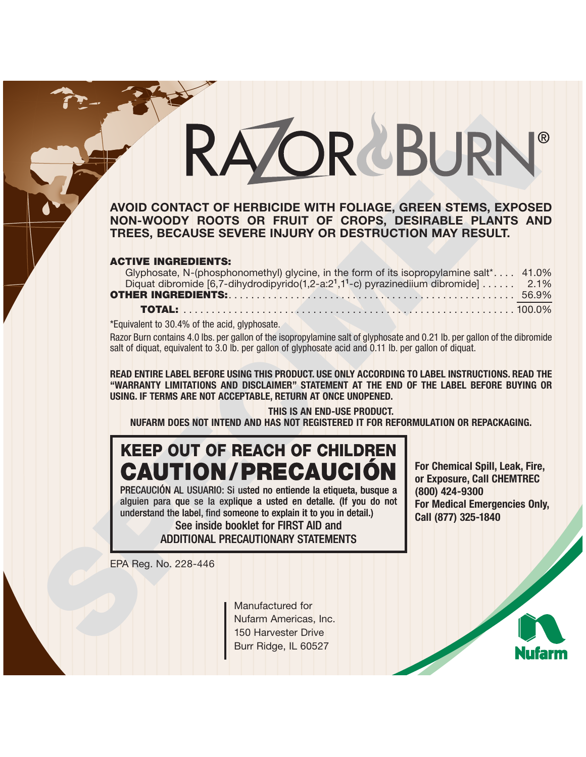# RAZOR BURN®

**AVOID CONTACT OF HERBICIDE WITH FOLIAGE, GREEN STEMS, EXPOSED NON-WOODY ROOTS OR FRUIT OF CROPS, DESIRABLE PLANTS AND TREES, BECAUSE SEVERE INJURY OR DESTRUCTION MAY RESULT.**

**ACTIVE INGREDIENTS:**

| | |
|---|---|
| Glyphosate, N-(phosphonomethyl) glycine, in the form of its isopropylamine salt* | 41.0% |
| Diquat dibromide [6,7-dihydrodipyrido(1,2-a:2[1],1[1]-c) pyrazinediium dibromide] | 2.1% |
| **OTHER INGREDIENTS:** | 56.9% |
| **TOTAL:** | 100.0% |

*Equivalent to 30.4% of the acid, glyphosate.

Razor Burn contains 4.0 lbs. per gallon of the isopropylamine salt of glyphosate and 0.21 lb. per gallon of the dibromide salt of diquat, equivalent to 3.0 lb. per gallon of glyphosate acid and 0.11 lb. per gallon of diquat.

**READ ENTIRE LABEL BEFORE USING THIS PRODUCT. USE ONLY ACCORDING TO LABEL INSTRUCTIONS. READ THE "WARRANTY LIMITATIONS AND DISCLAIMER" STATEMENT AT THE END OF THE LABEL BEFORE BUYING OR USING. IF TERMS ARE NOT ACCEPTABLE, RETURN AT ONCE UNOPENED.**

**THIS IS AN END-USE PRODUCT.**
**NUFARM DOES NOT INTEND AND HAS NOT REGISTERED IT FOR REFORMULATION OR REPACKAGING.**

## KEEP OUT OF REACH OF CHILDREN
## CAUTION/PRECAUCIÓN

**PRECAUCIÓN AL USUARIO: Si usted no entiende la etiqueta, busque a alguien para que se la explique a usted en detalle. (If you do not understand the label, find someone to explain it to you in detail.)**

**See inside booklet for FIRST AID and ADDITIONAL PRECAUTIONARY STATEMENTS**

**For Chemical Spill, Leak, Fire, or Exposure, Call CHEMTREC (800) 424-9300**
**For Medical Emergencies Only, Call (877) 325-1840**

EPA Reg. No. 228-446

Manufactured for
Nufarm Americas, Inc.
150 Harvester Drive
Burr Ridge, IL 60527

Nufarm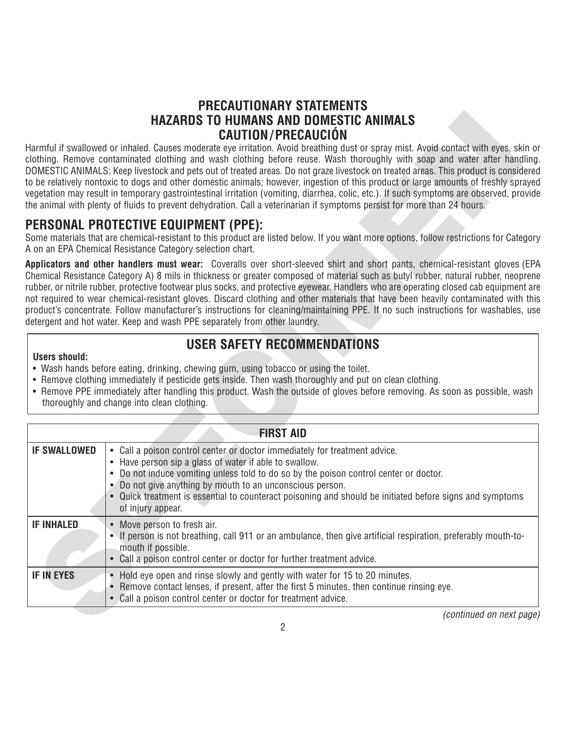# PRECAUTIONARY STATEMENTS
## HAZARDS TO HUMANS AND DOMESTIC ANIMALS
## CAUTION/PRECAUCIÓN

Harmful if swallowed or inhaled. Causes moderate eye irritation. Avoid breathing dust or spray mist. Avoid contact with eyes, skin or clothing. Remove contaminated clothing and wash clothing before reuse. Wash thoroughly with soap and water after handling. DOMESTIC ANIMALS: Keep livestock and pets out of treated areas. Do not graze livestock on treated areas. This product is considered to be relatively nontoxic to dogs and other domestic animals; however, ingestion of this product or large amounts of freshly sprayed vegetation may result in temporary gastrointestinal irritation (vomiting, diarrhea, colic, etc.). If such symptoms are observed, provide the animal with plenty of fluids to prevent dehydration. Call a veterinarian if symptoms persist for more than 24 hours.

## PERSONAL PROTECTIVE EQUIPMENT (PPE):

Some materials that are chemical-resistant to this product are listed below. If you want more options, follow restrictions for Category A on an EPA Chemical Resistance Category selection chart.

**Applicators and other handlers must wear:** Coveralls over short-sleeved shirt and short pants, chemical-resistant gloves (EPA Chemical Resistance Category A) 8 mils in thickness or greater composed of material such as butyl rubber, natural rubber, neoprene rubber, or nitrile rubber, protective footwear plus socks, and protective eyewear. Handlers who are operating closed cab equipment are not required to wear chemical-resistant gloves. Discard clothing and other materials that have been heavily contaminated with this product's concentrate. Follow manufacturer's instructions for cleaning/maintaining PPE. If no such instructions for washables, use detergent and hot water. Keep and wash PPE separately from other laundry.

## USER SAFETY RECOMMENDATIONS

**Users should:**

- Wash hands before eating, drinking, chewing gum, using tobacco or using the toilet.
- Remove clothing immediately if pesticide gets inside. Then wash thoroughly and put on clean clothing.
- Remove PPE immediately after handling this product. Wash the outside of gloves before removing. As soon as possible, wash thoroughly and change into clean clothing.

| FIRST AID | |
|---|---|
| **IF SWALLOWED** | • Call a poison control center or doctor immediately for treatment advice.<br>• Have person sip a glass of water if able to swallow.<br>• Do not induce vomiting unless told to do so by the poison control center or doctor.<br>• Do not give anything by mouth to an unconscious person.<br>• Quick treatment is essential to counteract poisoning and should be initiated before signs and symptoms of injury appear. |
| **IF INHALED** | • Move person to fresh air.<br>• If person is not breathing, call 911 or an ambulance, then give artificial respiration, preferably mouth-to-mouth if possible.<br>• Call a poison control center or doctor for further treatment advice. |
| **IF IN EYES** | • Hold eye open and rinse slowly and gently with water for 15 to 20 minutes.<br>• Remove contact lenses, if present, after the first 5 minutes, then continue rinsing eye.<br>• Call a poison control center or doctor for treatment advice. |

*(continued on next page)*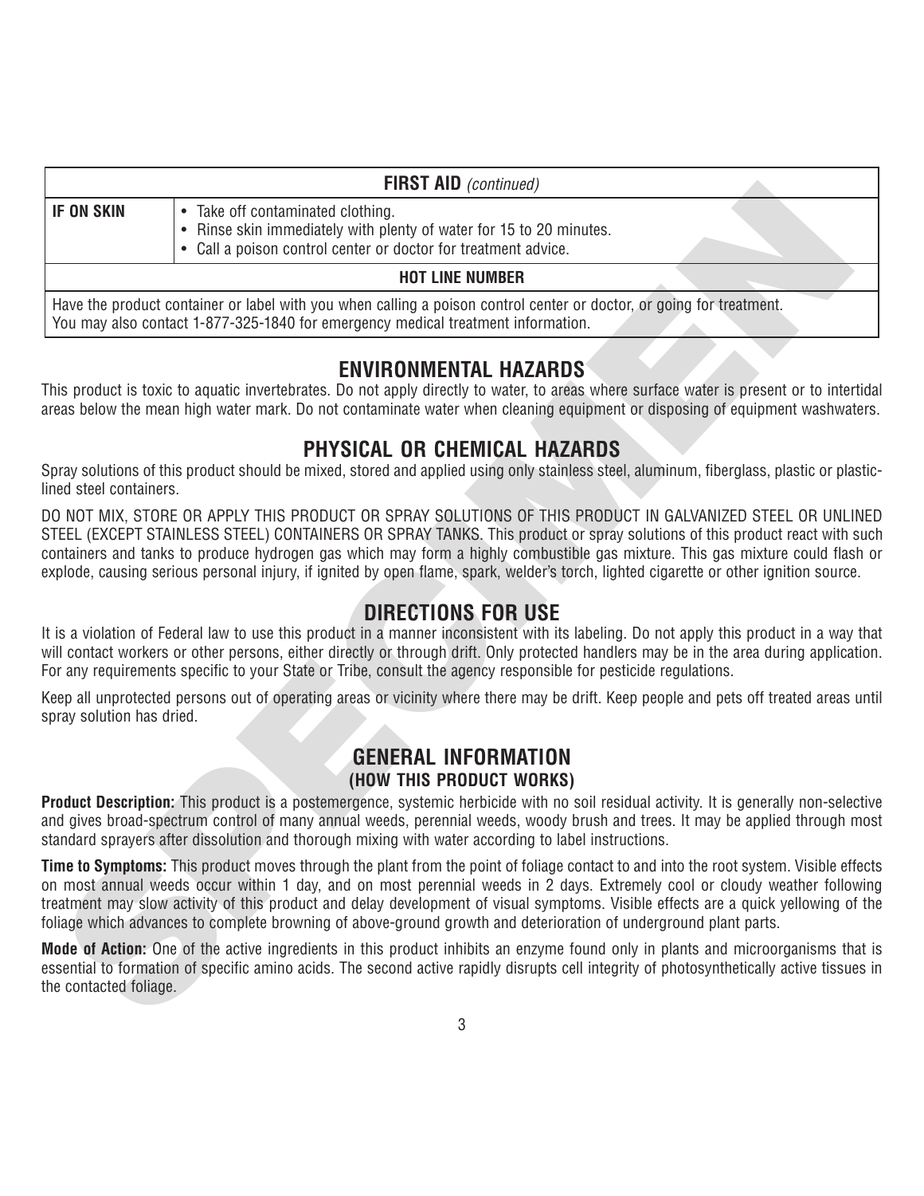| FIRST AID *(continued)* | |
| --- | --- |
| **IF ON SKIN** | • Take off contaminated clothing.<br>• Rinse skin immediately with plenty of water for 15 to 20 minutes.<br>• Call a poison control center or doctor for treatment advice. |
| **HOT LINE NUMBER** | |
| Have the product container or label with you when calling a poison control center or doctor, or going for treatment. You may also contact 1-877-325-1840 for emergency medical treatment information. | |

## ENVIRONMENTAL HAZARDS

This product is toxic to aquatic invertebrates. Do not apply directly to water, to areas where surface water is present or to intertidal areas below the mean high water mark. Do not contaminate water when cleaning equipment or disposing of equipment washwaters.

## PHYSICAL OR CHEMICAL HAZARDS

Spray solutions of this product should be mixed, stored and applied using only stainless steel, aluminum, fiberglass, plastic or plastic-lined steel containers.

DO NOT MIX, STORE OR APPLY THIS PRODUCT OR SPRAY SOLUTIONS OF THIS PRODUCT IN GALVANIZED STEEL OR UNLINED STEEL (EXCEPT STAINLESS STEEL) CONTAINERS OR SPRAY TANKS. This product or spray solutions of this product react with such containers and tanks to produce hydrogen gas which may form a highly combustible gas mixture. This gas mixture could flash or explode, causing serious personal injury, if ignited by open flame, spark, welder's torch, lighted cigarette or other ignition source.

## DIRECTIONS FOR USE

It is a violation of Federal law to use this product in a manner inconsistent with its labeling. Do not apply this product in a way that will contact workers or other persons, either directly or through drift. Only protected handlers may be in the area during application. For any requirements specific to your State or Tribe, consult the agency responsible for pesticide regulations.

Keep all unprotected persons out of operating areas or vicinity where there may be drift. Keep people and pets off treated areas until spray solution has dried.

## GENERAL INFORMATION
### (HOW THIS PRODUCT WORKS)

**Product Description:** This product is a postemergence, systemic herbicide with no soil residual activity. It is generally non-selective and gives broad-spectrum control of many annual weeds, perennial weeds, woody brush and trees. It may be applied through most standard sprayers after dissolution and thorough mixing with water according to label instructions.

**Time to Symptoms:** This product moves through the plant from the point of foliage contact to and into the root system. Visible effects on most annual weeds occur within 1 day, and on most perennial weeds in 2 days. Extremely cool or cloudy weather following treatment may slow activity of this product and delay development of visual symptoms. Visible effects are a quick yellowing of the foliage which advances to complete browning of above-ground growth and deterioration of underground plant parts.

**Mode of Action:** One of the active ingredients in this product inhibits an enzyme found only in plants and microorganisms that is essential to formation of specific amino acids. The second active rapidly disrupts cell integrity of photosynthetically active tissues in the contacted foliage.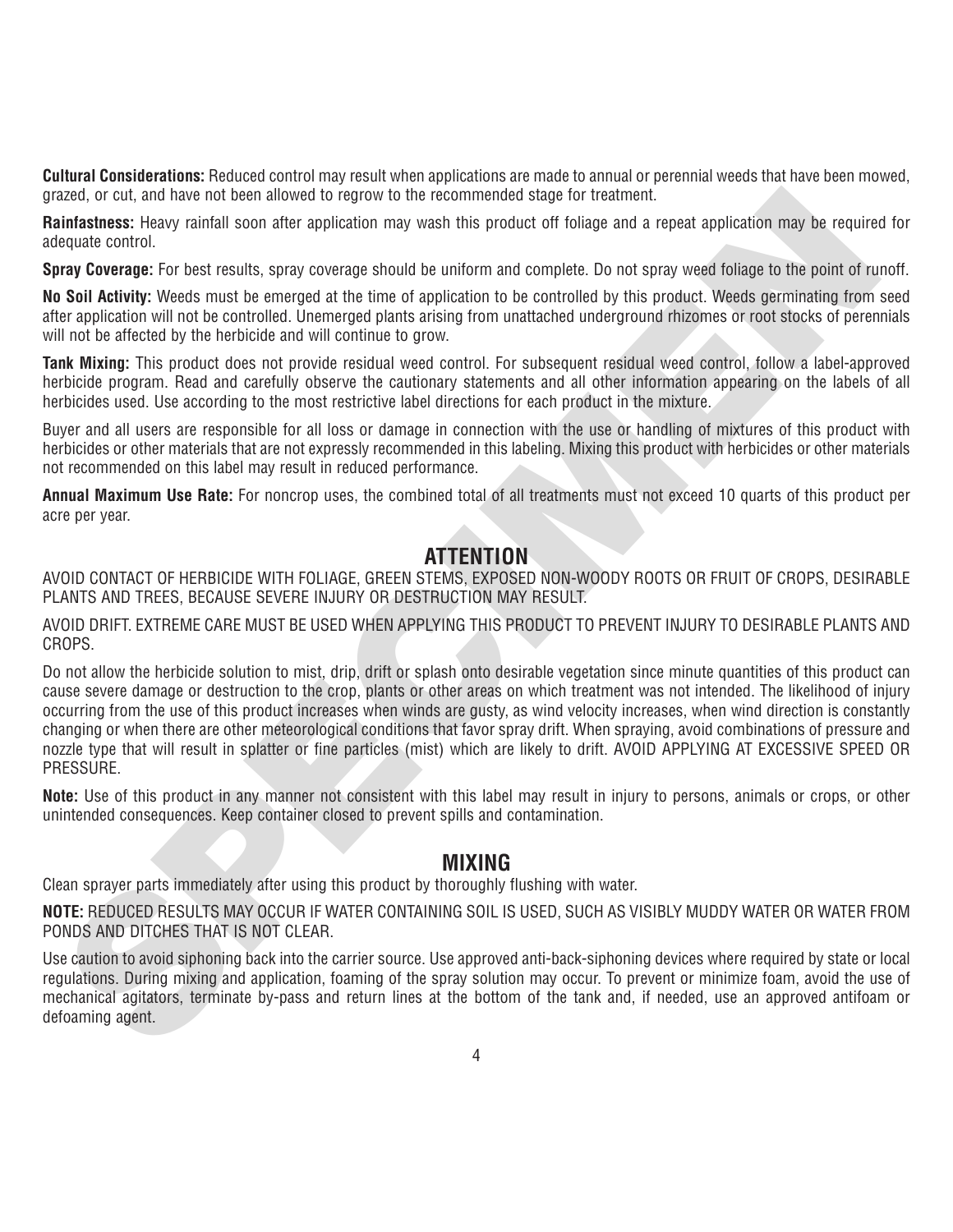**Cultural Considerations:** Reduced control may result when applications are made to annual or perennial weeds that have been mowed, grazed, or cut, and have not been allowed to regrow to the recommended stage for treatment.

**Rainfastness:** Heavy rainfall soon after application may wash this product off foliage and a repeat application may be required for adequate control.

**Spray Coverage:** For best results, spray coverage should be uniform and complete. Do not spray weed foliage to the point of runoff.

**No Soil Activity:** Weeds must be emerged at the time of application to be controlled by this product. Weeds germinating from seed after application will not be controlled. Unemerged plants arising from unattached underground rhizomes or root stocks of perennials will not be affected by the herbicide and will continue to grow.

**Tank Mixing:** This product does not provide residual weed control. For subsequent residual weed control, follow a label-approved herbicide program. Read and carefully observe the cautionary statements and all other information appearing on the labels of all herbicides used. Use according to the most restrictive label directions for each product in the mixture.

Buyer and all users are responsible for all loss or damage in connection with the use or handling of mixtures of this product with herbicides or other materials that are not expressly recommended in this labeling. Mixing this product with herbicides or other materials not recommended on this label may result in reduced performance.

**Annual Maximum Use Rate:** For noncrop uses, the combined total of all treatments must not exceed 10 quarts of this product per acre per year.

## ATTENTION

AVOID CONTACT OF HERBICIDE WITH FOLIAGE, GREEN STEMS, EXPOSED NON-WOODY ROOTS OR FRUIT OF CROPS, DESIRABLE PLANTS AND TREES, BECAUSE SEVERE INJURY OR DESTRUCTION MAY RESULT.

AVOID DRIFT. EXTREME CARE MUST BE USED WHEN APPLYING THIS PRODUCT TO PREVENT INJURY TO DESIRABLE PLANTS AND CROPS.

Do not allow the herbicide solution to mist, drip, drift or splash onto desirable vegetation since minute quantities of this product can cause severe damage or destruction to the crop, plants or other areas on which treatment was not intended. The likelihood of injury occurring from the use of this product increases when winds are gusty, as wind velocity increases, when wind direction is constantly changing or when there are other meteorological conditions that favor spray drift. When spraying, avoid combinations of pressure and nozzle type that will result in splatter or fine particles (mist) which are likely to drift. AVOID APPLYING AT EXCESSIVE SPEED OR PRESSURE.

**Note:** Use of this product in any manner not consistent with this label may result in injury to persons, animals or crops, or other unintended consequences. Keep container closed to prevent spills and contamination.

## MIXING

Clean sprayer parts immediately after using this product by thoroughly flushing with water.

**NOTE:** REDUCED RESULTS MAY OCCUR IF WATER CONTAINING SOIL IS USED, SUCH AS VISIBLY MUDDY WATER OR WATER FROM PONDS AND DITCHES THAT IS NOT CLEAR.

Use caution to avoid siphoning back into the carrier source. Use approved anti-back-siphoning devices where required by state or local regulations. During mixing and application, foaming of the spray solution may occur. To prevent or minimize foam, avoid the use of mechanical agitators, terminate by-pass and return lines at the bottom of the tank and, if needed, use an approved antifoam or defoaming agent.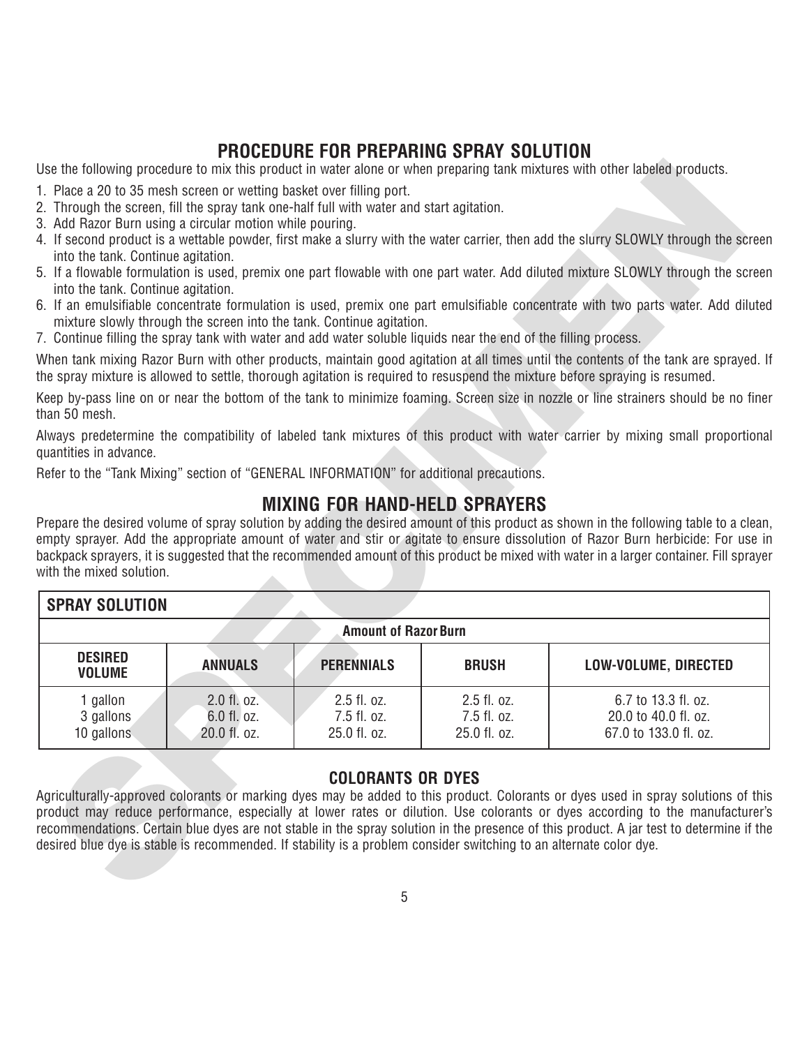## PROCEDURE FOR PREPARING SPRAY SOLUTION

Use the following procedure to mix this product in water alone or when preparing tank mixtures with other labeled products.

1. Place a 20 to 35 mesh screen or wetting basket over filling port.
2. Through the screen, fill the spray tank one-half full with water and start agitation.
3. Add Razor Burn using a circular motion while pouring.
4. If second product is a wettable powder, first make a slurry with the water carrier, then add the slurry SLOWLY through the screen into the tank. Continue agitation.
5. If a flowable formulation is used, premix one part flowable with one part water. Add diluted mixture SLOWLY through the screen into the tank. Continue agitation.
6. If an emulsifiable concentrate formulation is used, premix one part emulsifiable concentrate with two parts water. Add diluted mixture slowly through the screen into the tank. Continue agitation.
7. Continue filling the spray tank with water and add water soluble liquids near the end of the filling process.

When tank mixing Razor Burn with other products, maintain good agitation at all times until the contents of the tank are sprayed. If the spray mixture is allowed to settle, thorough agitation is required to resuspend the mixture before spraying is resumed.

Keep by-pass line on or near the bottom of the tank to minimize foaming. Screen size in nozzle or line strainers should be no finer than 50 mesh.

Always predetermine the compatibility of labeled tank mixtures of this product with water carrier by mixing small proportional quantities in advance.

Refer to the "Tank Mixing" section of "GENERAL INFORMATION" for additional precautions.

## MIXING FOR HAND-HELD SPRAYERS

Prepare the desired volume of spray solution by adding the desired amount of this product as shown in the following table to a clean, empty sprayer. Add the appropriate amount of water and stir or agitate to ensure dissolution of Razor Burn herbicide: For use in backpack sprayers, it is suggested that the recommended amount of this product be mixed with water in a larger container. Fill sprayer with the mixed solution.

| SPRAY SOLUTION | | | | |
|---|---|---|---|---|
| | Amount of Razor Burn | | | |
| **DESIRED VOLUME** | **ANNUALS** | **PERENNIALS** | **BRUSH** | **LOW-VOLUME, DIRECTED** |
| 1 gallon | 2.0 fl. oz. | 2.5 fl. oz. | 2.5 fl. oz. | 6.7 to 13.3 fl. oz. |
| 3 gallons | 6.0 fl. oz. | 7.5 fl. oz. | 7.5 fl. oz. | 20.0 to 40.0 fl. oz. |
| 10 gallons | 20.0 fl. oz. | 25.0 fl. oz. | 25.0 fl. oz. | 67.0 to 133.0 fl. oz. |

### COLORANTS OR DYES

Agriculturally-approved colorants or marking dyes may be added to this product. Colorants or dyes used in spray solutions of this product may reduce performance, especially at lower rates or dilution. Use colorants or dyes according to the manufacturer's recommendations. Certain blue dyes are not stable in the spray solution in the presence of this product. A jar test to determine if the desired blue dye is stable is recommended. If stability is a problem consider switching to an alternate color dye.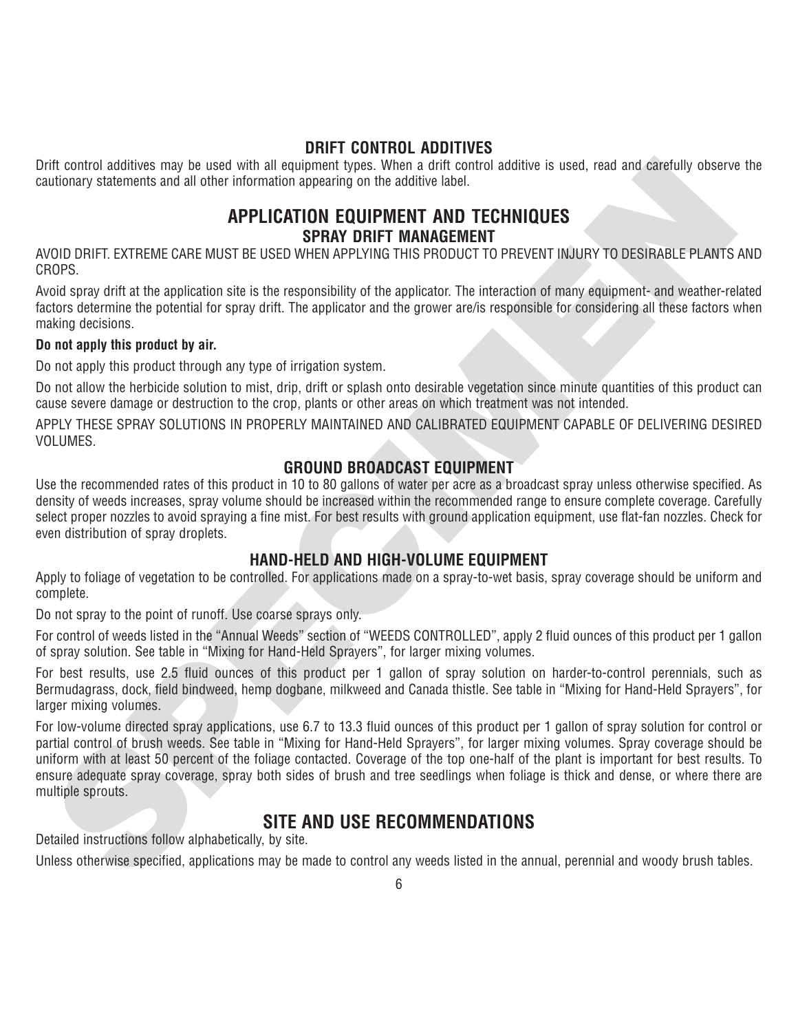## DRIFT CONTROL ADDITIVES

Drift control additives may be used with all equipment types. When a drift control additive is used, read and carefully observe the cautionary statements and all other information appearing on the additive label.

# APPLICATION EQUIPMENT AND TECHNIQUES

## SPRAY DRIFT MANAGEMENT

AVOID DRIFT. EXTREME CARE MUST BE USED WHEN APPLYING THIS PRODUCT TO PREVENT INJURY TO DESIRABLE PLANTS AND CROPS.

Avoid spray drift at the application site is the responsibility of the applicator. The interaction of many equipment- and weather-related factors determine the potential for spray drift. The applicator and the grower are/is responsible for considering all these factors when making decisions.

**Do not apply this product by air.**

Do not apply this product through any type of irrigation system.

Do not allow the herbicide solution to mist, drip, drift or splash onto desirable vegetation since minute quantities of this product can cause severe damage or destruction to the crop, plants or other areas on which treatment was not intended.

APPLY THESE SPRAY SOLUTIONS IN PROPERLY MAINTAINED AND CALIBRATED EQUIPMENT CAPABLE OF DELIVERING DESIRED VOLUMES.

## GROUND BROADCAST EQUIPMENT

Use the recommended rates of this product in 10 to 80 gallons of water per acre as a broadcast spray unless otherwise specified. As density of weeds increases, spray volume should be increased within the recommended range to ensure complete coverage. Carefully select proper nozzles to avoid spraying a fine mist. For best results with ground application equipment, use flat-fan nozzles. Check for even distribution of spray droplets.

## HAND-HELD AND HIGH-VOLUME EQUIPMENT

Apply to foliage of vegetation to be controlled. For applications made on a spray-to-wet basis, spray coverage should be uniform and complete.

Do not spray to the point of runoff. Use coarse sprays only.

For control of weeds listed in the "Annual Weeds" section of "WEEDS CONTROLLED", apply 2 fluid ounces of this product per 1 gallon of spray solution. See table in "Mixing for Hand-Held Sprayers", for larger mixing volumes.

For best results, use 2.5 fluid ounces of this product per 1 gallon of spray solution on harder-to-control perennials, such as Bermudagrass, dock, field bindweed, hemp dogbane, milkweed and Canada thistle. See table in "Mixing for Hand-Held Sprayers", for larger mixing volumes.

For low-volume directed spray applications, use 6.7 to 13.3 fluid ounces of this product per 1 gallon of spray solution for control or partial control of brush weeds. See table in "Mixing for Hand-Held Sprayers", for larger mixing volumes. Spray coverage should be uniform with at least 50 percent of the foliage contacted. Coverage of the top one-half of the plant is important for best results. To ensure adequate spray coverage, spray both sides of brush and tree seedlings when foliage is thick and dense, or where there are multiple sprouts.

# SITE AND USE RECOMMENDATIONS

Detailed instructions follow alphabetically, by site.

Unless otherwise specified, applications may be made to control any weeds listed in the annual, perennial and woody brush tables.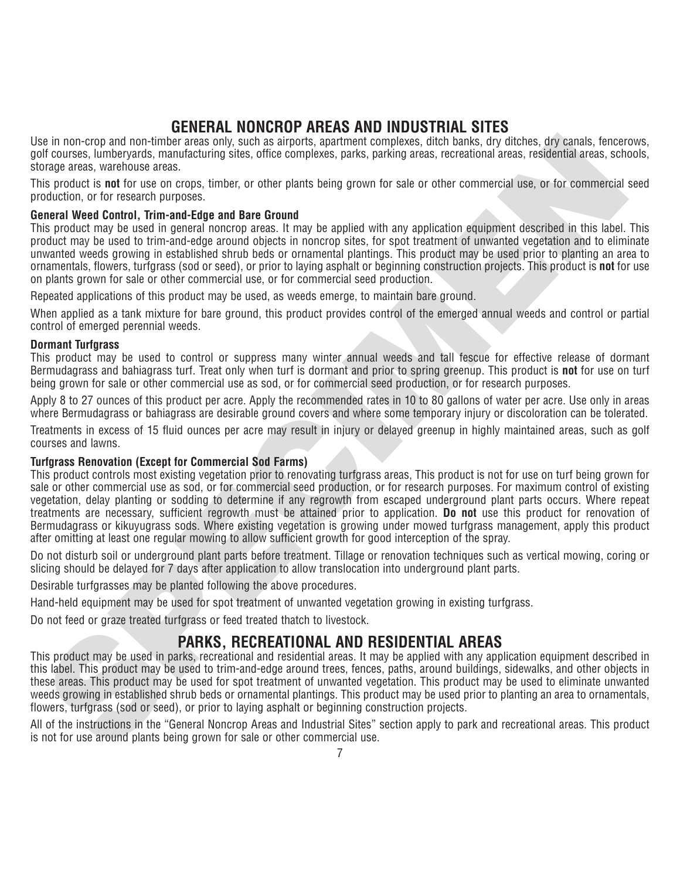## GENERAL NONCROP AREAS AND INDUSTRIAL SITES

Use in non-crop and non-timber areas only, such as airports, apartment complexes, ditch banks, dry ditches, dry canals, fencerows, golf courses, lumberyards, manufacturing sites, office complexes, parks, parking areas, recreational areas, residential areas, schools, storage areas, warehouse areas.

This product is **not** for use on crops, timber, or other plants being grown for sale or other commercial use, or for commercial seed production, or for research purposes.

### General Weed Control, Trim-and-Edge and Bare Ground

This product may be used in general noncrop areas. It may be applied with any application equipment described in this label. This product may be used to trim-and-edge around objects in noncrop sites, for spot treatment of unwanted vegetation and to eliminate unwanted weeds growing in established shrub beds or ornamental plantings. This product may be used prior to planting an area to ornamentals, flowers, turfgrass (sod or seed), or prior to laying asphalt or beginning construction projects. This product is **not** for use on plants grown for sale or other commercial use, or for commercial seed production.

Repeated applications of this product may be used, as weeds emerge, to maintain bare ground.

When applied as a tank mixture for bare ground, this product provides control of the emerged annual weeds and control or partial control of emerged perennial weeds.

### Dormant Turfgrass

This product may be used to control or suppress many winter annual weeds and tall fescue for effective release of dormant Bermudagrass and bahiagrass turf. Treat only when turf is dormant and prior to spring greenup. This product is **not** for use on turf being grown for sale or other commercial use as sod, or for commercial seed production, or for research purposes.

Apply 8 to 27 ounces of this product per acre. Apply the recommended rates in 10 to 80 gallons of water per acre. Use only in areas where Bermudagrass or bahiagrass are desirable ground covers and where some temporary injury or discoloration can be tolerated.

Treatments in excess of 15 fluid ounces per acre may result in injury or delayed greenup in highly maintained areas, such as golf courses and lawns.

### Turfgrass Renovation (Except for Commercial Sod Farms)

This product controls most existing vegetation prior to renovating turfgrass areas, This product is not for use on turf being grown for sale or other commercial use as sod, or for commercial seed production, or for research purposes. For maximum control of existing vegetation, delay planting or sodding to determine if any regrowth from escaped underground plant parts occurs. Where repeat treatments are necessary, sufficient regrowth must be attained prior to application. **Do not** use this product for renovation of Bermudagrass or kikuyugrass sods. Where existing vegetation is growing under mowed turfgrass management, apply this product after omitting at least one regular mowing to allow sufficient growth for good interception of the spray.

Do not disturb soil or underground plant parts before treatment. Tillage or renovation techniques such as vertical mowing, coring or slicing should be delayed for 7 days after application to allow translocation into underground plant parts.

Desirable turfgrasses may be planted following the above procedures.

Hand-held equipment may be used for spot treatment of unwanted vegetation growing in existing turfgrass.

Do not feed or graze treated turfgrass or feed treated thatch to livestock.

## PARKS, RECREATIONAL AND RESIDENTIAL AREAS

This product may be used in parks, recreational and residential areas. It may be applied with any application equipment described in this label. This product may be used to trim-and-edge around trees, fences, paths, around buildings, sidewalks, and other objects in these areas. This product may be used for spot treatment of unwanted vegetation. This product may be used to eliminate unwanted weeds growing in established shrub beds or ornamental plantings. This product may be used prior to planting an area to ornamentals, flowers, turfgrass (sod or seed), or prior to laying asphalt or beginning construction projects.

All of the instructions in the "General Noncrop Areas and Industrial Sites" section apply to park and recreational areas. This product is not for use around plants being grown for sale or other commercial use.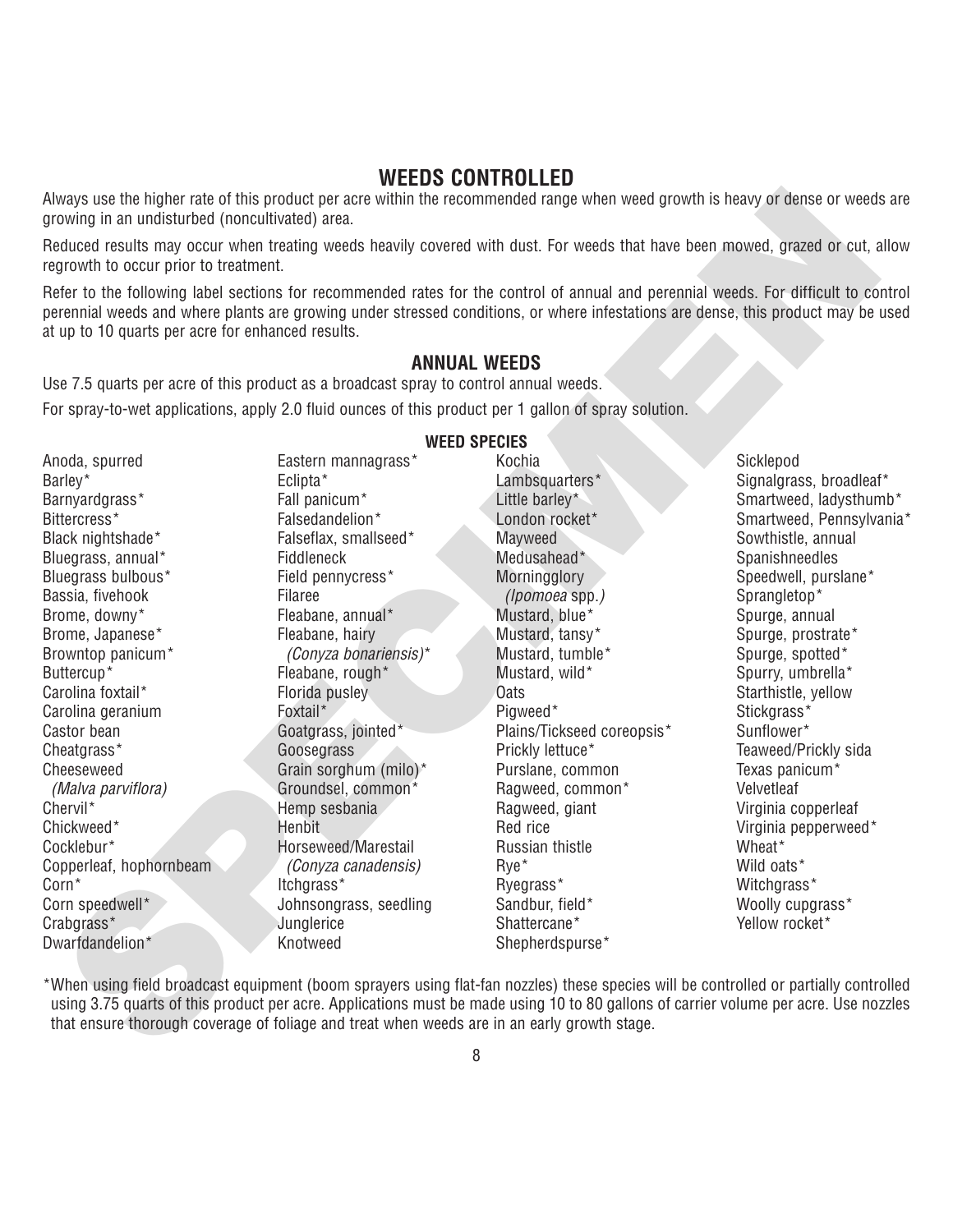## WEEDS CONTROLLED

Always use the higher rate of this product per acre within the recommended range when weed growth is heavy or dense or weeds are growing in an undisturbed (noncultivated) area.

Reduced results may occur when treating weeds heavily covered with dust. For weeds that have been mowed, grazed or cut, allow regrowth to occur prior to treatment.

Refer to the following label sections for recommended rates for the control of annual and perennial weeds. For difficult to control perennial weeds and where plants are growing under stressed conditions, or where infestations are dense, this product may be used at up to 10 quarts per acre for enhanced results.

### ANNUAL WEEDS

Use 7.5 quarts per acre of this product as a broadcast spray to control annual weeds.

For spray-to-wet applications, apply 2.0 fluid ounces of this product per 1 gallon of spray solution.

**WEED SPECIES**

Anoda, spurred
Barley*
Barnyardgrass*
Bittercress*
Black nightshade*
Bluegrass, annual*
Bluegrass bulbous*
Bassia, fivehook
Brome, downy*
Brome, Japanese*
Browntop panicum*
Buttercup*
Carolina foxtail*
Carolina geranium
Castor bean
Cheatgrass*
Cheeseweed
*(Malva parviflora)*
Chervil*
Chickweed*
Cocklebur*
Copperleaf, hophornbeam
Corn*
Corn speedwell*
Crabgrass*
Dwarfdandelion*
Eastern mannagrass*
Eclipta*
Fall panicum*
Falsedandelion*
Falseflax, smallseed*
Fiddleneck
Field pennycress*
Filaree
Fleabane, annual*
Fleabane, hairy
*(Conyza bonariensis)**
Fleabane, rough*
Florida pusley
Foxtail*
Goatgrass, jointed*
Goosegrass
Grain sorghum (milo)*
Groundsel, common*
Hemp sesbania
Henbit
Horseweed/Marestail
*(Conyza canadensis)*
Itchgrass*
Johnsongrass, seedling
Junglerice
Knotweed
Kochia
Lambsquarters*
Little barley*
London rocket*
Mayweed
Medusahead*
Morningglory
*(Ipomoea spp.)*
Mustard, blue*
Mustard, tansy*
Mustard, tumble*
Mustard, wild*
Oats
Pigweed*
Plains/Tickseed coreopsis*
Prickly lettuce*
Purslane, common
Ragweed, common*
Ragweed, giant
Red rice
Russian thistle
Rye*
Ryegrass*
Sandbur, field*
Shattercane*
Shepherdspurse*
Sicklepod
Signalgrass, broadleaf*
Smartweed, ladysthumb*
Smartweed, Pennsylvania*
Sowthistle, annual
Spanishneedles
Speedwell, purslane*
Sprangletop*
Spurge, annual
Spurge, prostrate*
Spurge, spotted*
Spurry, umbrella*
Starthistle, yellow
Stickgrass*
Sunflower*
Teaweed/Prickly sida
Texas panicum*
Velvetleaf
Virginia copperleaf
Virginia pepperweed*
Wheat*
Wild oats*
Witchgrass*
Woolly cupgrass*
Yellow rocket*

*When using field broadcast equipment (boom sprayers using flat-fan nozzles) these species will be controlled or partially controlled using 3.75 quarts of this product per acre. Applications must be made using 10 to 80 gallons of carrier volume per acre. Use nozzles that ensure thorough coverage of foliage and treat when weeds are in an early growth stage.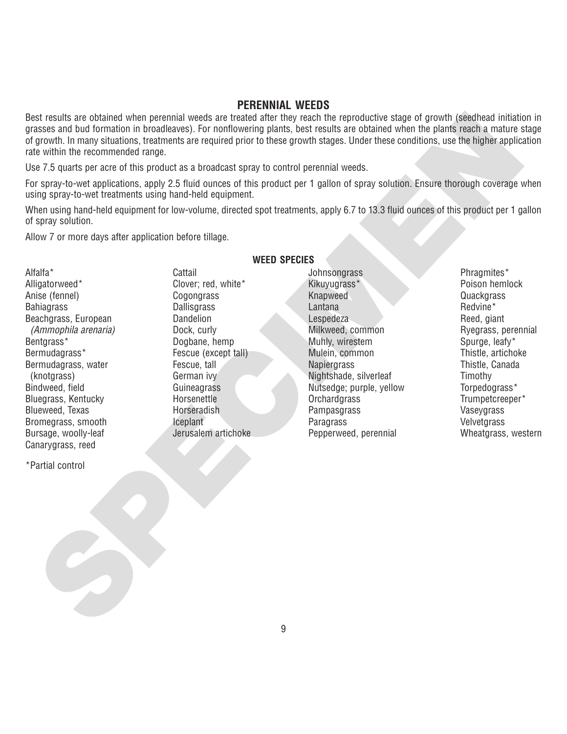## PERENNIAL WEEDS

Best results are obtained when perennial weeds are treated after they reach the reproductive stage of growth (seedhead initiation in grasses and bud formation in broadleaves). For nonflowering plants, best results are obtained when the plants reach a mature stage of growth. In many situations, treatments are required prior to these growth stages. Under these conditions, use the higher application rate within the recommended range.

Use 7.5 quarts per acre of this product as a broadcast spray to control perennial weeds.

For spray-to-wet applications, apply 2.5 fluid ounces of this product per 1 gallon of spray solution. Ensure thorough coverage when using spray-to-wet treatments using hand-held equipment.

When using hand-held equipment for low-volume, directed spot treatments, apply 6.7 to 13.3 fluid ounces of this product per 1 gallon of spray solution.

Allow 7 or more days after application before tillage.

### WEED SPECIES

- Alfalfa*
- Alligatorweed*
- Anise (fennel)
- Bahiagrass
- Beachgrass, European *(Ammophila arenaria)*
- Bentgrass*
- Bermudagrass*
- Bermudagrass, water (knotgrass)
- Bindweed, field
- Bluegrass, Kentucky
- Blueweed, Texas
- Bromegrass, smooth
- Bursage, woolly-leaf
- Canarygrass, reed
- Cattail
- Clover; red, white*
- Cogongrass
- Dallisgrass
- Dandelion
- Dock, curly
- Dogbane, hemp
- Fescue (except tall)
- Fescue, tall
- German ivy
- Guineagrass
- Horsenettle
- Horseradish
- Iceplant
- Jerusalem artichoke
- Johnsongrass
- Kikuyugrass*
- Knapweed
- Lantana
- Lespedeza
- Milkweed, common
- Muhly, wirestem
- Mulein, common
- Napiergrass
- Nightshade, silverleaf
- Nutsedge; purple, yellow
- Orchardgrass
- Pampasgrass
- Paragrass
- Pepperweed, perennial
- Phragmites*
- Poison hemlock
- Quackgrass
- Redvine*
- Reed, giant
- Ryegrass, perennial
- Spurge, leafy*
- Thistle, artichoke
- Thistle, Canada
- Timothy
- Torpedograss*
- Trumpetcreeper*
- Vaseygrass
- Velvetgrass
- Wheatgrass, western

*Partial control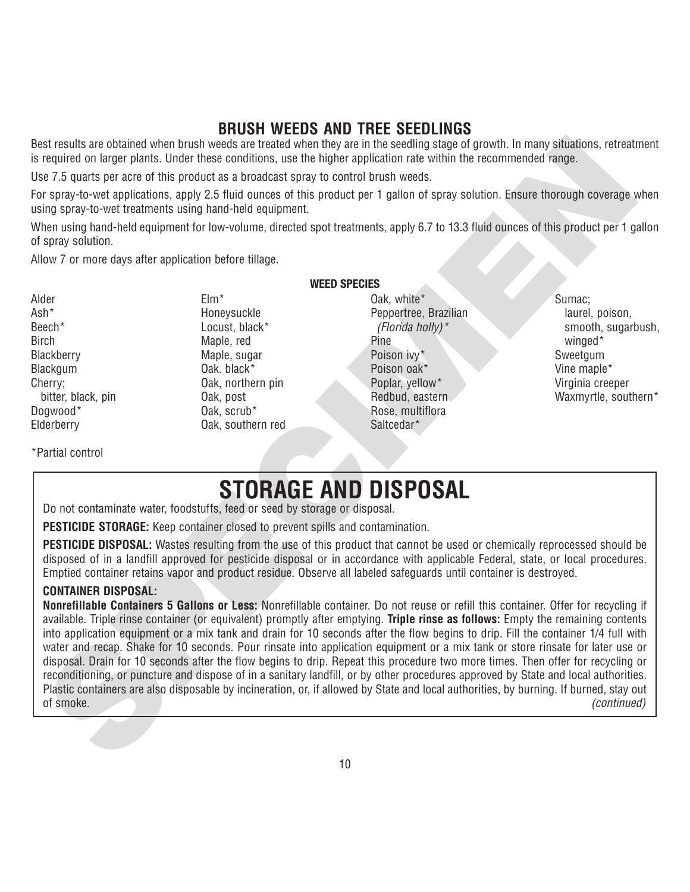## BRUSH WEEDS AND TREE SEEDLINGS

Best results are obtained when brush weeds are treated when they are in the seedling stage of growth. In many situations, retreatment is required on larger plants. Under these conditions, use the higher application rate within the recommended range.

Use 7.5 quarts per acre of this product as a broadcast spray to control brush weeds.

For spray-to-wet applications, apply 2.5 fluid ounces of this product per 1 gallon of spray solution. Ensure thorough coverage when using spray-to-wet treatments using hand-held equipment.

When using hand-held equipment for low-volume, directed spot treatments, apply 6.7 to 13.3 fluid ounces of this product per 1 gallon of spray solution.

Allow 7 or more days after application before tillage.

**WEED SPECIES**

| | | | |
|---|---|---|---|
| Alder | Elm* | Oak, white* | Sumac; laurel, poison, smooth, sugarbush, winged* |
| Ash* | Honeysuckle | Peppertree, Brazilian *(Florida holly)** | Sweetgum |
| Beech* | Locust, black* | Pine | Vine maple* |
| Birch | Maple, red | Poison ivy* | Virginia creeper |
| Blackberry | Maple, sugar | Poison oak* | Waxmyrtle, southern* |
| Blackgum | Oak. black* | Poplar, yellow* | |
| Cherry; bitter, black, pin | Oak, northern pin | Redbud, eastern | |
| Dogwood* | Oak, post | Rose, multiflora | |
| Elderberry | Oak, scrub* | Saltcedar* | |
| | Oak, southern red | | |

*Partial control

# STORAGE AND DISPOSAL

Do not contaminate water, foodstuffs, feed or seed by storage or disposal.

**PESTICIDE STORAGE:** Keep container closed to prevent spills and contamination.

**PESTICIDE DISPOSAL:** Wastes resulting from the use of this product that cannot be used or chemically reprocessed should be disposed of in a landfill approved for pesticide disposal or in accordance with applicable Federal, state, or local procedures. Emptied container retains vapor and product residue. Observe all labeled safeguards until container is destroyed.

**CONTAINER DISPOSAL:**

**Nonrefillable Containers 5 Gallons or Less:** Nonrefillable container. Do not reuse or refill this container. Offer for recycling if available. Triple rinse container (or equivalent) promptly after emptying. **Triple rinse as follows:** Empty the remaining contents into application equipment or a mix tank and drain for 10 seconds after the flow begins to drip. Fill the container 1/4 full with water and recap. Shake for 10 seconds. Pour rinsate into application equipment or a mix tank or store rinsate for later use or disposal. Drain for 10 seconds after the flow begins to drip. Repeat this procedure two more times. Then offer for recycling or reconditioning, or puncture and dispose of in a sanitary landfill, or by other procedures approved by State and local authorities. Plastic containers are also disposable by incineration, or, if allowed by State and local authorities, by burning. If burned, stay out of smoke. *(continued)*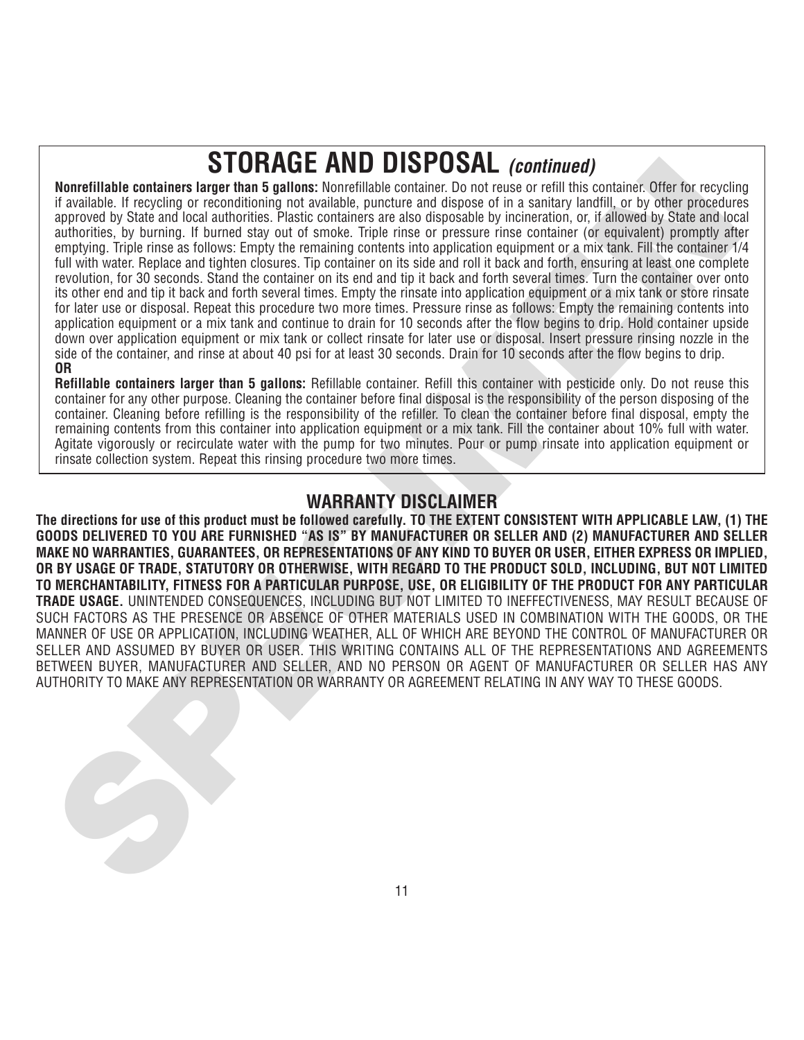# STORAGE AND DISPOSAL *(continued)*

**Nonrefillable containers larger than 5 gallons:** Nonrefillable container. Do not reuse or refill this container. Offer for recycling if available. If recycling or reconditioning not available, puncture and dispose of in a sanitary landfill, or by other procedures approved by State and local authorities. Plastic containers are also disposable by incineration, or, if allowed by State and local authorities, by burning. If burned stay out of smoke. Triple rinse or pressure rinse container (or equivalent) promptly after emptying. Triple rinse as follows: Empty the remaining contents into application equipment or a mix tank. Fill the container 1/4 full with water. Replace and tighten closures. Tip container on its side and roll it back and forth, ensuring at least one complete revolution, for 30 seconds. Stand the container on its end and tip it back and forth several times. Turn the container over onto its other end and tip it back and forth several times. Empty the rinsate into application equipment or a mix tank or store rinsate for later use or disposal. Repeat this procedure two more times. Pressure rinse as follows: Empty the remaining contents into application equipment or a mix tank and continue to drain for 10 seconds after the flow begins to drip. Hold container upside down over application equipment or mix tank or collect rinsate for later use or disposal. Insert pressure rinsing nozzle in the side of the container, and rinse at about 40 psi for at least 30 seconds. Drain for 10 seconds after the flow begins to drip.

**OR**

**Refillable containers larger than 5 gallons:** Refillable container. Refill this container with pesticide only. Do not reuse this container for any other purpose. Cleaning the container before final disposal is the responsibility of the person disposing of the container. Cleaning before refilling is the responsibility of the refiller. To clean the container before final disposal, empty the remaining contents from this container into application equipment or a mix tank. Fill the container about 10% full with water. Agitate vigorously or recirculate water with the pump for two minutes. Pour or pump rinsate into application equipment or rinsate collection system. Repeat this rinsing procedure two more times.

## WARRANTY DISCLAIMER

**The directions for use of this product must be followed carefully. TO THE EXTENT CONSISTENT WITH APPLICABLE LAW, (1) THE GOODS DELIVERED TO YOU ARE FURNISHED "AS IS" BY MANUFACTURER OR SELLER AND (2) MANUFACTURER AND SELLER MAKE NO WARRANTIES, GUARANTEES, OR REPRESENTATIONS OF ANY KIND TO BUYER OR USER, EITHER EXPRESS OR IMPLIED, OR BY USAGE OF TRADE, STATUTORY OR OTHERWISE, WITH REGARD TO THE PRODUCT SOLD, INCLUDING, BUT NOT LIMITED TO MERCHANTABILITY, FITNESS FOR A PARTICULAR PURPOSE, USE, OR ELIGIBILITY OF THE PRODUCT FOR ANY PARTICULAR TRADE USAGE.** UNINTENDED CONSEQUENCES, INCLUDING BUT NOT LIMITED TO INEFFECTIVENESS, MAY RESULT BECAUSE OF SUCH FACTORS AS THE PRESENCE OR ABSENCE OF OTHER MATERIALS USED IN COMBINATION WITH THE GOODS, OR THE MANNER OF USE OR APPLICATION, INCLUDING WEATHER, ALL OF WHICH ARE BEYOND THE CONTROL OF MANUFACTURER OR SELLER AND ASSUMED BY BUYER OR USER. THIS WRITING CONTAINS ALL OF THE REPRESENTATIONS AND AGREEMENTS BETWEEN BUYER, MANUFACTURER AND SELLER, AND NO PERSON OR AGENT OF MANUFACTURER OR SELLER HAS ANY AUTHORITY TO MAKE ANY REPRESENTATION OR WARRANTY OR AGREEMENT RELATING IN ANY WAY TO THESE GOODS.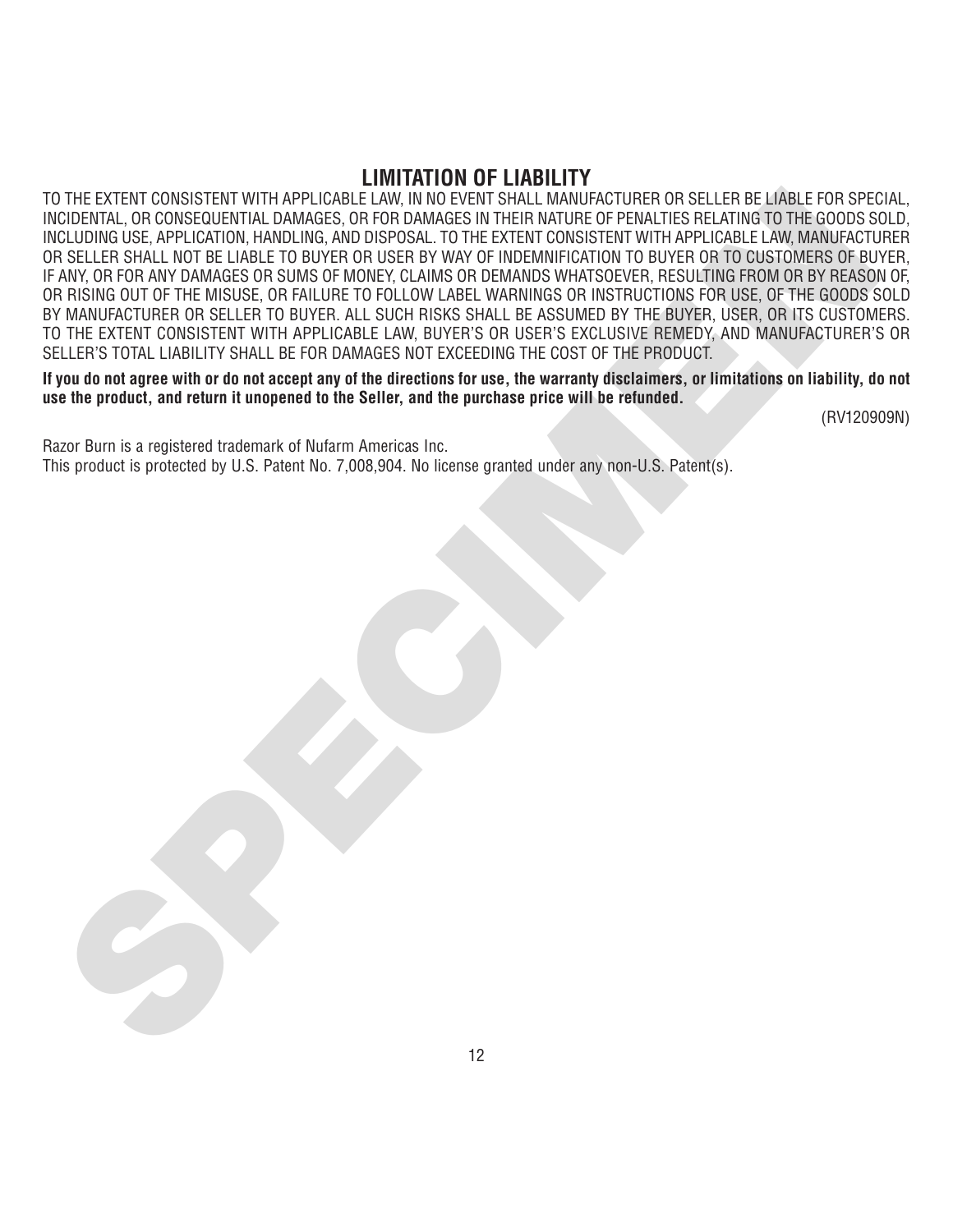## LIMITATION OF LIABILITY

TO THE EXTENT CONSISTENT WITH APPLICABLE LAW, IN NO EVENT SHALL MANUFACTURER OR SELLER BE LIABLE FOR SPECIAL, INCIDENTAL, OR CONSEQUENTIAL DAMAGES, OR FOR DAMAGES IN THEIR NATURE OF PENALTIES RELATING TO THE GOODS SOLD, INCLUDING USE, APPLICATION, HANDLING, AND DISPOSAL. TO THE EXTENT CONSISTENT WITH APPLICABLE LAW, MANUFACTURER OR SELLER SHALL NOT BE LIABLE TO BUYER OR USER BY WAY OF INDEMNIFICATION TO BUYER OR TO CUSTOMERS OF BUYER, IF ANY, OR FOR ANY DAMAGES OR SUMS OF MONEY, CLAIMS OR DEMANDS WHATSOEVER, RESULTING FROM OR BY REASON OF, OR RISING OUT OF THE MISUSE, OR FAILURE TO FOLLOW LABEL WARNINGS OR INSTRUCTIONS FOR USE, OF THE GOODS SOLD BY MANUFACTURER OR SELLER TO BUYER. ALL SUCH RISKS SHALL BE ASSUMED BY THE BUYER, USER, OR ITS CUSTOMERS. TO THE EXTENT CONSISTENT WITH APPLICABLE LAW, BUYER'S OR USER'S EXCLUSIVE REMEDY, AND MANUFACTURER'S OR SELLER'S TOTAL LIABILITY SHALL BE FOR DAMAGES NOT EXCEEDING THE COST OF THE PRODUCT.

**If you do not agree with or do not accept any of the directions for use, the warranty disclaimers, or limitations on liability, do not use the product, and return it unopened to the Seller, and the purchase price will be refunded.**

(RV120909N)

Razor Burn is a registered trademark of Nufarm Americas Inc.
This product is protected by U.S. Patent No. 7,008,904. No license granted under any non-U.S. Patent(s).